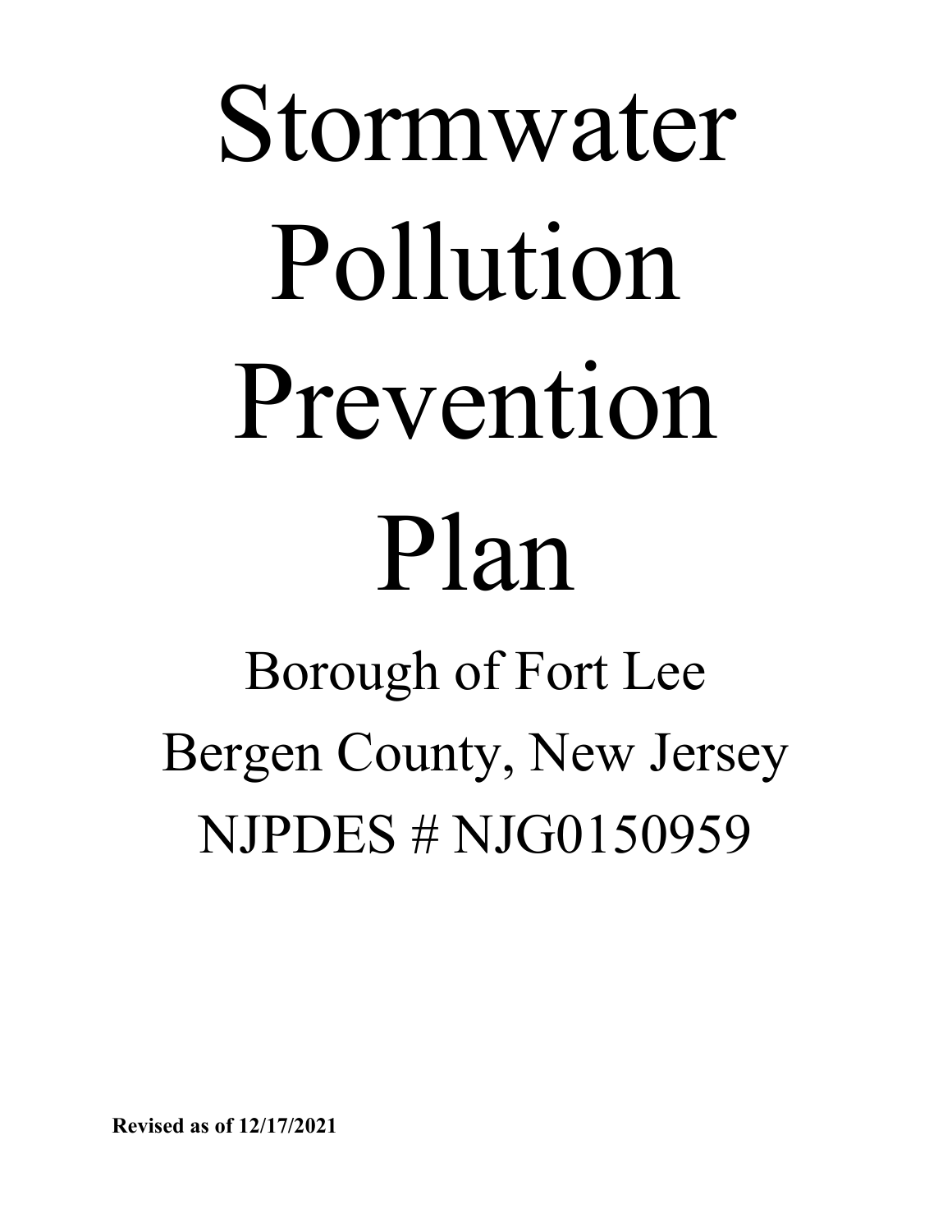# Stormwater Pollution Prevention Plan

## Borough of Fort Lee
## Bergen County, New Jersey
## NJPDES # NJG0150959

**Revised as of 12/17/2021**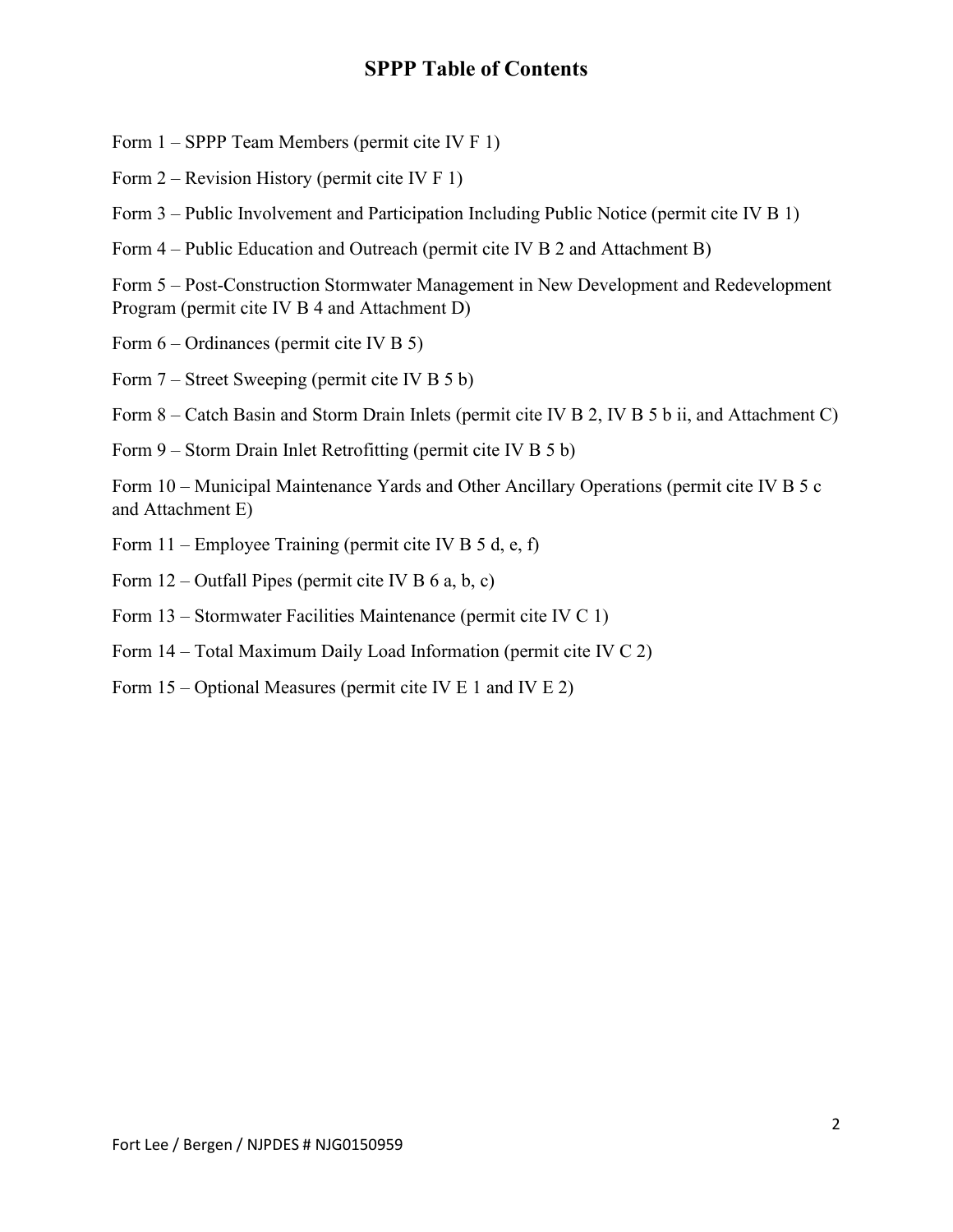# SPPP Table of Contents

Form 1 – SPPP Team Members (permit cite IV F 1)

Form 2 – Revision History (permit cite IV F 1)

Form 3 – Public Involvement and Participation Including Public Notice (permit cite IV B 1)

Form 4 – Public Education and Outreach (permit cite IV B 2 and Attachment B)

Form 5 – Post-Construction Stormwater Management in New Development and Redevelopment Program (permit cite IV B 4 and Attachment D)

Form 6 – Ordinances (permit cite IV B 5)

Form 7 – Street Sweeping (permit cite IV B 5 b)

Form 8 – Catch Basin and Storm Drain Inlets (permit cite IV B 2, IV B 5 b ii, and Attachment C)

Form 9 – Storm Drain Inlet Retrofitting (permit cite IV B 5 b)

Form 10 – Municipal Maintenance Yards and Other Ancillary Operations (permit cite IV B 5 c and Attachment E)

Form 11 – Employee Training (permit cite IV B 5 d, e, f)

Form 12 – Outfall Pipes (permit cite IV B 6 a, b, c)

Form 13 – Stormwater Facilities Maintenance (permit cite IV C 1)

Form 14 – Total Maximum Daily Load Information (permit cite IV C 2)

Form 15 – Optional Measures (permit cite IV E 1 and IV E 2)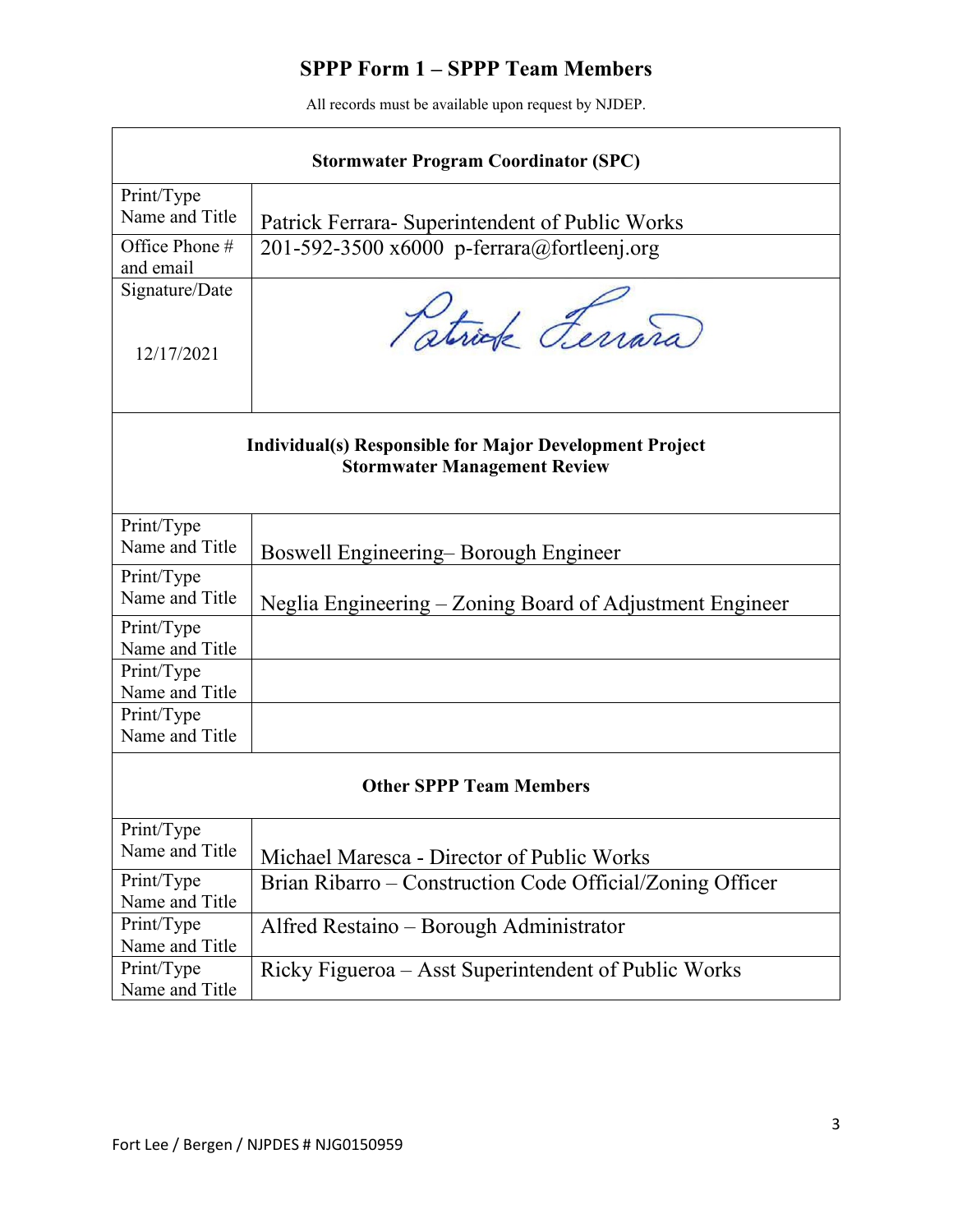# SPPP Form 1 – SPPP Team Members

All records must be available upon request by NJDEP.

| Stormwater Program Coordinator (SPC) | |
|---|---|
| Print/Type Name and Title | Patrick Ferrara- Superintendent of Public Works |
| Office Phone # and email | 201-592-3500 x6000 p-ferrara@fortleenj.org |
| Signature/Date<br><br>12/17/2021 | Patrick Ferrara |

| Individual(s) Responsible for Major Development Project Stormwater Management Review | |
|---|---|
| Print/Type Name and Title | Boswell Engineering– Borough Engineer |
| Print/Type Name and Title | Neglia Engineering – Zoning Board of Adjustment Engineer |
| Print/Type Name and Title | |
| Print/Type Name and Title | |
| Print/Type Name and Title | |

| Other SPPP Team Members | |
|---|---|
| Print/Type Name and Title | Michael Maresca - Director of Public Works |
| Print/Type Name and Title | Brian Ribarro – Construction Code Official/Zoning Officer |
| Print/Type Name and Title | Alfred Restaino – Borough Administrator |
| Print/Type Name and Title | Ricky Figueroa – Asst Superintendent of Public Works |

Fort Lee / Bergen / NJPDES # NJG0150959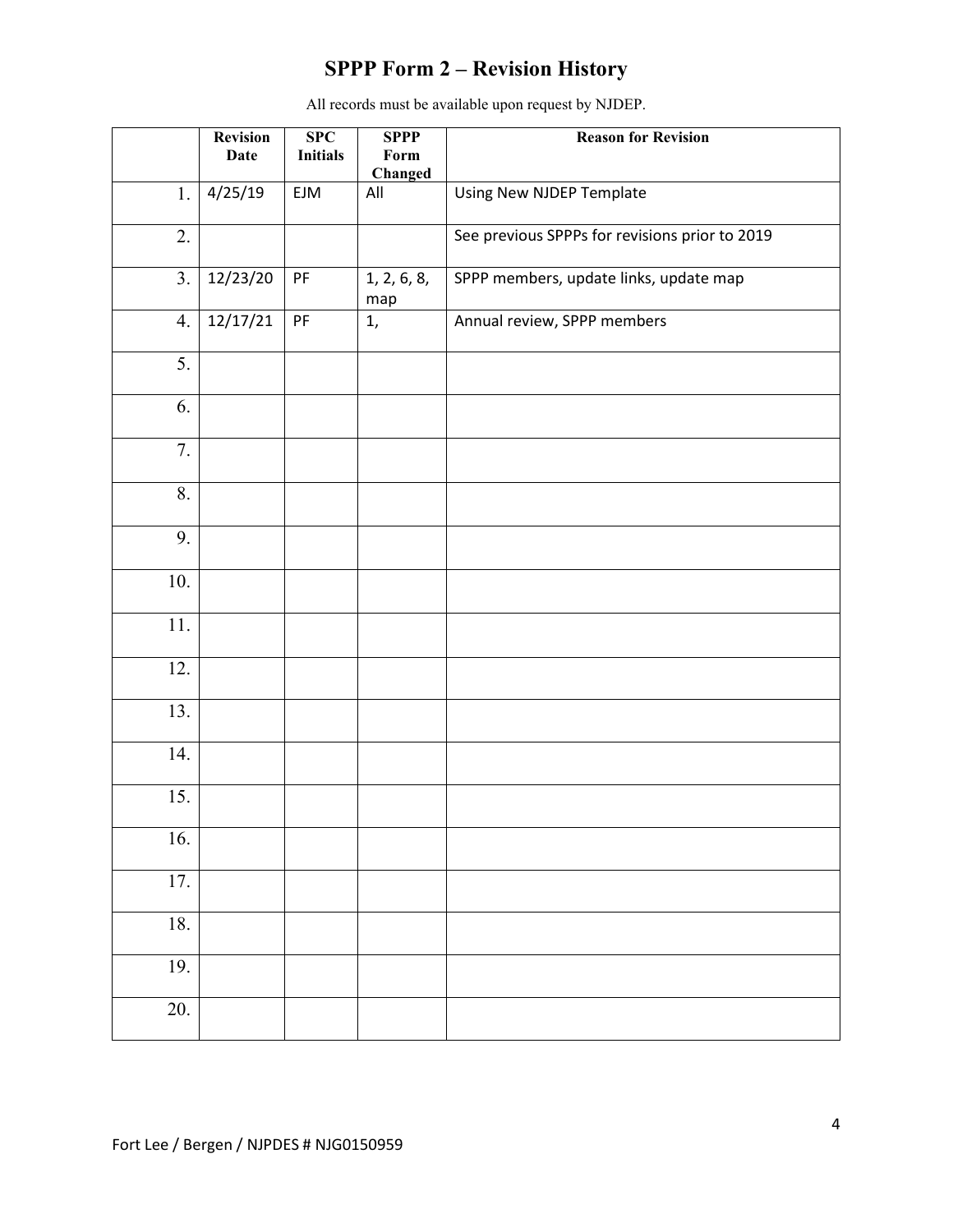# SPPP Form 2 – Revision History

All records must be available upon request by NJDEP.

| | Revision Date | SPC Initials | SPPP Form Changed | Reason for Revision |
|---|---|---|---|---|
| 1. | 4/25/19 | EJM | All | Using New NJDEP Template |
| 2. | | | | See previous SPPPs for revisions prior to 2019 |
| 3. | 12/23/20 | PF | 1, 2, 6, 8, map | SPPP members, update links, update map |
| 4. | 12/17/21 | PF | 1, | Annual review, SPPP members |
| 5. | | | | |
| 6. | | | | |
| 7. | | | | |
| 8. | | | | |
| 9. | | | | |
| 10. | | | | |
| 11. | | | | |
| 12. | | | | |
| 13. | | | | |
| 14. | | | | |
| 15. | | | | |
| 16. | | | | |
| 17. | | | | |
| 18. | | | | |
| 19. | | | | |
| 20. | | | | |

Fort Lee / Bergen / NJPDES # NJG0150959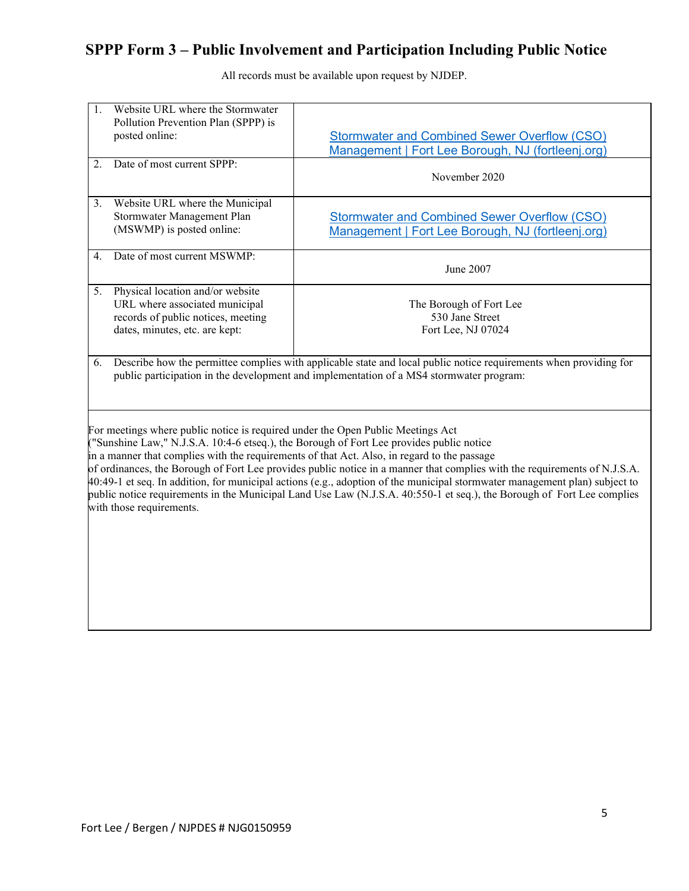# SPPP Form 3 – Public Involvement and Participation Including Public Notice

All records must be available upon request by NJDEP.

| | |
|---|---|
| 1. Website URL where the Stormwater Pollution Prevention Plan (SPPP) is posted online: | Stormwater and Combined Sewer Overflow (CSO) Management \| Fort Lee Borough, NJ (fortleenj.org) |
| 2. Date of most current SPPP: | November 2020 |
| 3. Website URL where the Municipal Stormwater Management Plan (MSWMP) is posted online: | Stormwater and Combined Sewer Overflow (CSO) Management \| Fort Lee Borough, NJ (fortleenj.org) |
| 4. Date of most current MSWMP: | June 2007 |
| 5. Physical location and/or website URL where associated municipal records of public notices, meeting dates, minutes, etc. are kept: | The Borough of Fort Lee<br>530 Jane Street<br>Fort Lee, NJ 07024 |

6. Describe how the permittee complies with applicable state and local public notice requirements when providing for public participation in the development and implementation of a MS4 stormwater program:

For meetings where public notice is required under the Open Public Meetings Act ("Sunshine Law," N.J.S.A. 10:4-6 etseq.), the Borough of Fort Lee provides public notice in a manner that complies with the requirements of that Act. Also, in regard to the passage of ordinances, the Borough of Fort Lee provides public notice in a manner that complies with the requirements of N.J.S.A. 40:49-1 et seq. In addition, for municipal actions (e.g., adoption of the municipal stormwater management plan) subject to public notice requirements in the Municipal Land Use Law (N.J.S.A. 40:550-1 et seq.), the Borough of Fort Lee complies with those requirements.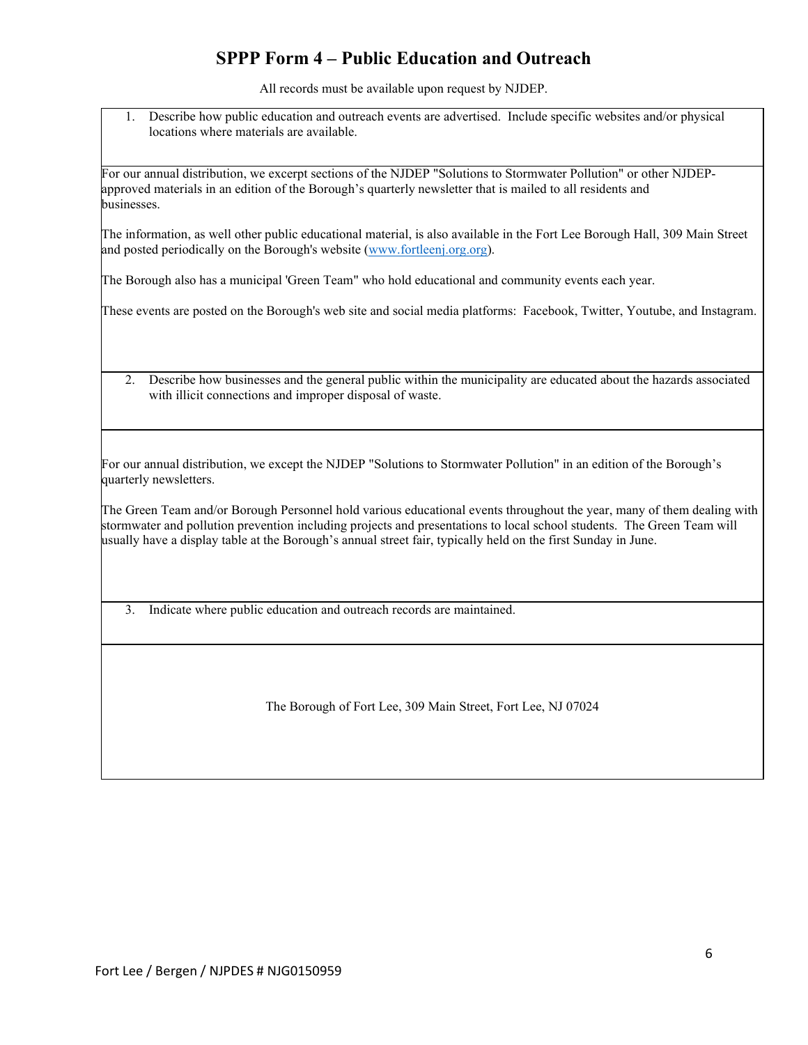# SPPP Form 4 – Public Education and Outreach

All records must be available upon request by NJDEP.

1. Describe how public education and outreach events are advertised. Include specific websites and/or physical locations where materials are available.

For our annual distribution, we excerpt sections of the NJDEP "Solutions to Stormwater Pollution" or other NJDEP-approved materials in an edition of the Borough's quarterly newsletter that is mailed to all residents and businesses.

The information, as well other public educational material, is also available in the Fort Lee Borough Hall, 309 Main Street and posted periodically on the Borough's website (www.fortleenj.org.org).

The Borough also has a municipal 'Green Team" who hold educational and community events each year.

These events are posted on the Borough's web site and social media platforms: Facebook, Twitter, Youtube, and Instagram.

2. Describe how businesses and the general public within the municipality are educated about the hazards associated with illicit connections and improper disposal of waste.

For our annual distribution, we except the NJDEP "Solutions to Stormwater Pollution" in an edition of the Borough's quarterly newsletters.

The Green Team and/or Borough Personnel hold various educational events throughout the year, many of them dealing with stormwater and pollution prevention including projects and presentations to local school students. The Green Team will usually have a display table at the Borough's annual street fair, typically held on the first Sunday in June.

3. Indicate where public education and outreach records are maintained.

The Borough of Fort Lee, 309 Main Street, Fort Lee, NJ 07024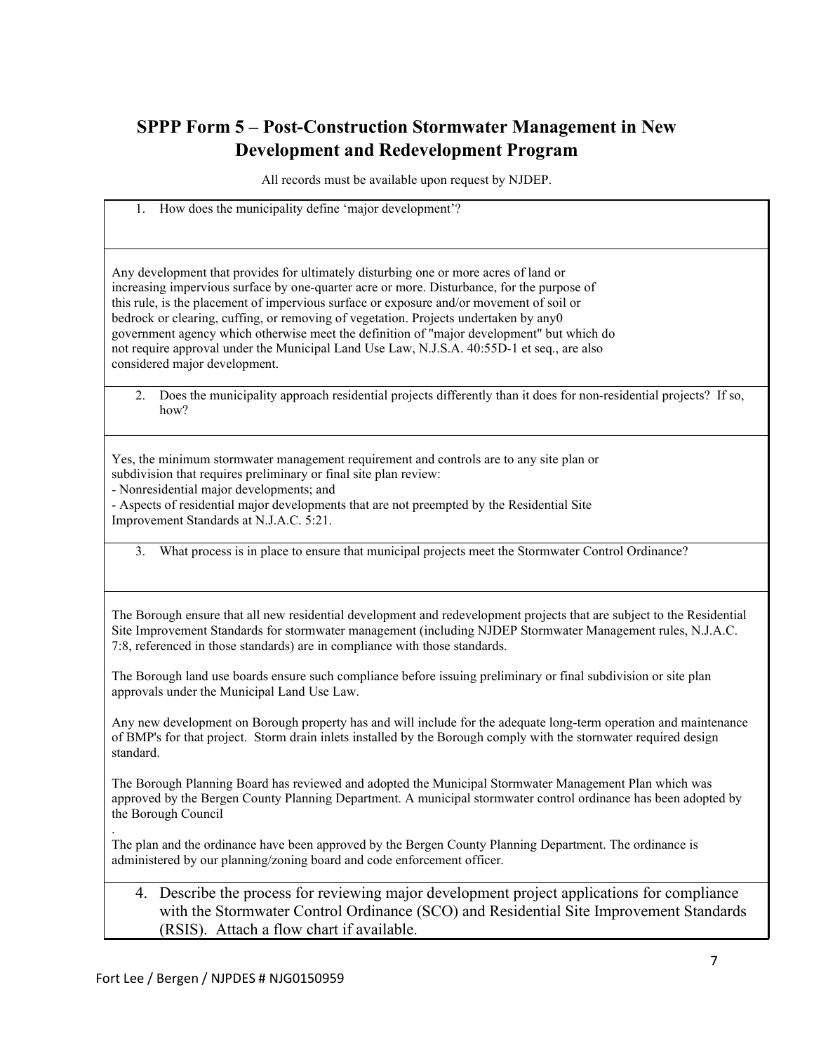## SPPP Form 5 – Post-Construction Stormwater Management in New Development and Redevelopment Program

All records must be available upon request by NJDEP.

1. How does the municipality define 'major development'?

Any development that provides for ultimately disturbing one or more acres of land or increasing impervious surface by one-quarter acre or more. Disturbance, for the purpose of this rule, is the placement of impervious surface or exposure and/or movement of soil or bedrock or clearing, cuffing, or removing of vegetation. Projects undertaken by any0 government agency which otherwise meet the definition of "major development" but which do not require approval under the Municipal Land Use Law, N.J.S.A. 40:55D-1 et seq., are also considered major development.

2. Does the municipality approach residential projects differently than it does for non-residential projects? If so, how?

Yes, the minimum stormwater management requirement and controls are to any site plan or subdivision that requires preliminary or final site plan review:
- Nonresidential major developments; and
- Aspects of residential major developments that are not preempted by the Residential Site Improvement Standards at N.J.A.C. 5:21.

3. What process is in place to ensure that municipal projects meet the Stormwater Control Ordinance?

The Borough ensure that all new residential development and redevelopment projects that are subject to the Residential Site Improvement Standards for stormwater management (including NJDEP Stormwater Management rules, N.J.A.C. 7:8, referenced in those standards) are in compliance with those standards.

The Borough land use boards ensure such compliance before issuing preliminary or final subdivision or site plan approvals under the Municipal Land Use Law.

Any new development on Borough property has and will include for the adequate long-term operation and maintenance of BMP's for that project. Storm drain inlets installed by the Borough comply with the stornwater required design standard.

The Borough Planning Board has reviewed and adopted the Municipal Stormwater Management Plan which was approved by the Bergen County Planning Department. A municipal stormwater control ordinance has been adopted by the Borough Council

.
The plan and the ordinance have been approved by the Bergen County Planning Department. The ordinance is administered by our planning/zoning board and code enforcement officer.

4. Describe the process for reviewing major development project applications for compliance with the Stormwater Control Ordinance (SCO) and Residential Site Improvement Standards (RSIS). Attach a flow chart if available.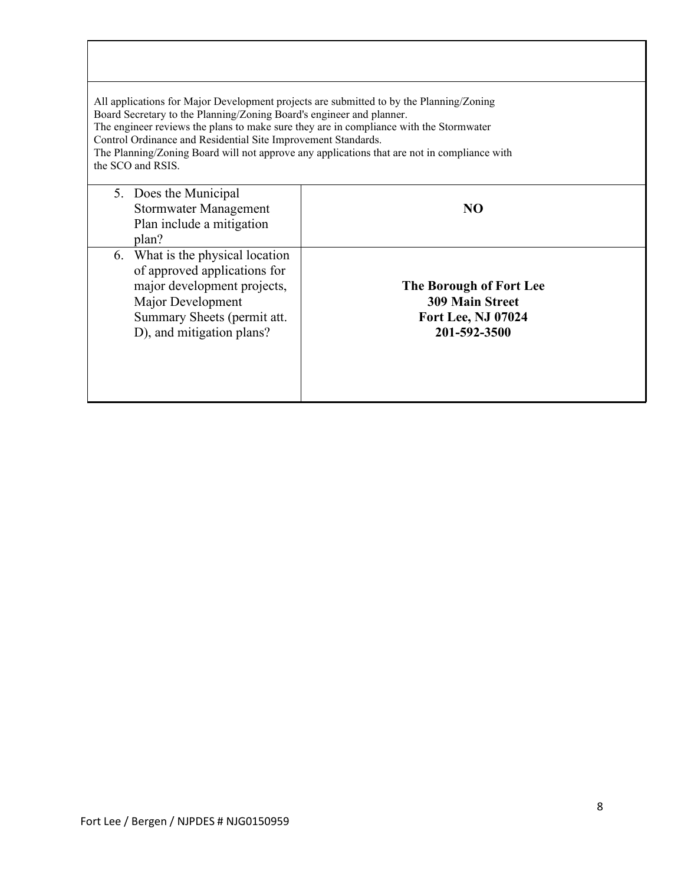All applications for Major Development projects are submitted to by the Planning/Zoning Board Secretary to the Planning/Zoning Board's engineer and planner.
The engineer reviews the plans to make sure they are in compliance with the Stormwater Control Ordinance and Residential Site Improvement Standards.
The Planning/Zoning Board will not approve any applications that are not in compliance with the SCO and RSIS.

| | |
|---|---|
| 5. Does the Municipal Stormwater Management Plan include a mitigation plan? | **NO** |
| 6. What is the physical location of approved applications for major development projects, Major Development Summary Sheets (permit att. D), and mitigation plans? | **The Borough of Fort Lee**<br>**309 Main Street**<br>**Fort Lee, NJ 07024**<br>**201-592-3500** |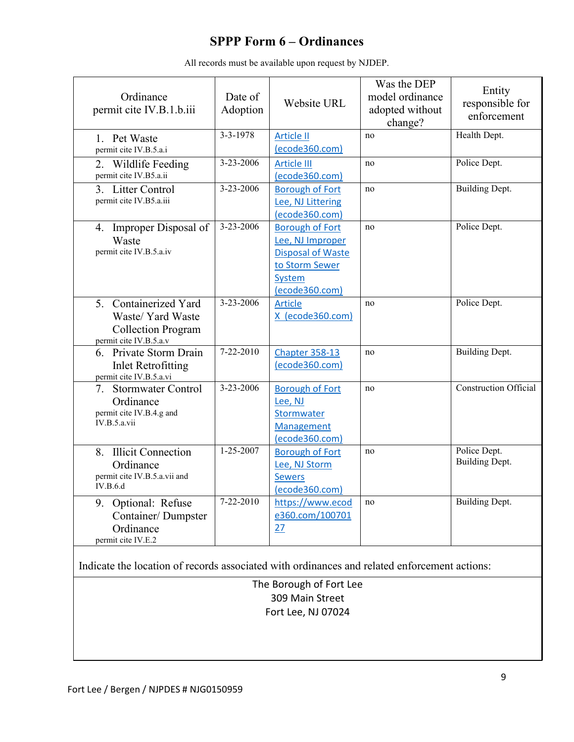# SPPP Form 6 – Ordinances

All records must be available upon request by NJDEP.

| Ordinance permit cite IV.B.1.b.iii | Date of Adoption | Website URL | Was the DEP model ordinance adopted without change? | Entity responsible for enforcement |
|---|---|---|---|---|
| 1. Pet Waste permit cite IV.B.5.a.i | 3-3-1978 | Article II (ecode360.com) | no | Health Dept. |
| 2. Wildlife Feeding permit cite IV.B5.a.ii | 3-23-2006 | Article III (ecode360.com) | no | Police Dept. |
| 3. Litter Control permit cite IV.B5.a.iii | 3-23-2006 | Borough of Fort Lee, NJ Littering (ecode360.com) | no | Building Dept. |
| 4. Improper Disposal of Waste permit cite IV.B.5.a.iv | 3-23-2006 | Borough of Fort Lee, NJ Improper Disposal of Waste to Storm Sewer System (ecode360.com) | no | Police Dept. |
| 5. Containerized Yard Waste/ Yard Waste Collection Program permit cite IV.B.5.a.v | 3-23-2006 | Article X (ecode360.com) | no | Police Dept. |
| 6. Private Storm Drain Inlet Retrofitting permit cite IV.B.5.a.vi | 7-22-2010 | Chapter 358-13 (ecode360.com) | no | Building Dept. |
| 7. Stormwater Control Ordinance permit cite IV.B.4.g and IV.B.5.a.vii | 3-23-2006 | Borough of Fort Lee, NJ Stormwater Management (ecode360.com) | no | Construction Official |
| 8. Illicit Connection Ordinance permit cite IV.B.5.a.vii and IV.B.6.d | 1-25-2007 | Borough of Fort Lee, NJ Storm Sewers (ecode360.com) | no | Police Dept. Building Dept. |
| 9. Optional: Refuse Container/ Dumpster Ordinance permit cite IV.E.2 | 7-22-2010 | https://www.ecode360.com/10070127 | no | Building Dept. |

Indicate the location of records associated with ordinances and related enforcement actions:

The Borough of Fort Lee
309 Main Street
Fort Lee, NJ 07024

Fort Lee / Bergen / NJPDES # NJG0150959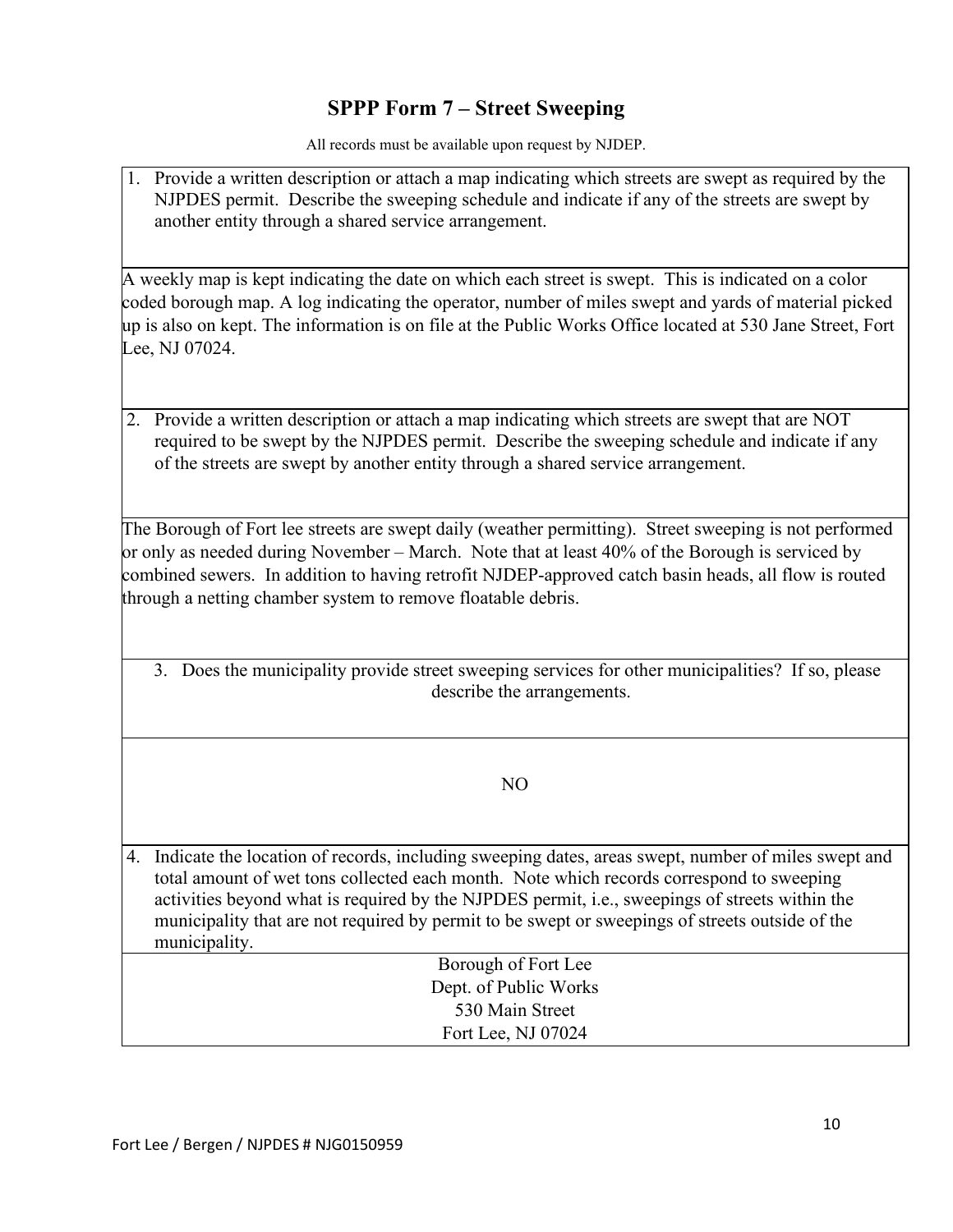# SPPP Form 7 – Street Sweeping

All records must be available upon request by NJDEP.

| 1. Provide a written description or attach a map indicating which streets are swept as required by the NJPDES permit. Describe the sweeping schedule and indicate if any of the streets are swept by another entity through a shared service arrangement. |
|---|
| A weekly map is kept indicating the date on which each street is swept. This is indicated on a color coded borough map. A log indicating the operator, number of miles swept and yards of material picked up is also on kept. The information is on file at the Public Works Office located at 530 Jane Street, Fort Lee, NJ 07024. |
| 2. Provide a written description or attach a map indicating which streets are swept that are NOT required to be swept by the NJPDES permit. Describe the sweeping schedule and indicate if any of the streets are swept by another entity through a shared service arrangement. |
| The Borough of Fort lee streets are swept daily (weather permitting). Street sweeping is not performed or only as needed during November – March. Note that at least 40% of the Borough is serviced by combined sewers. In addition to having retrofit NJDEP-approved catch basin heads, all flow is routed through a netting chamber system to remove floatable debris. |
| 3. Does the municipality provide street sweeping services for other municipalities? If so, please describe the arrangements. |
| NO |
| 4. Indicate the location of records, including sweeping dates, areas swept, number of miles swept and total amount of wet tons collected each month. Note which records correspond to sweeping activities beyond what is required by the NJPDES permit, i.e., sweepings of streets within the municipality that are not required by permit to be swept or sweepings of streets outside of the municipality. |
| Borough of Fort Lee<br>Dept. of Public Works<br>530 Main Street<br>Fort Lee, NJ 07024 |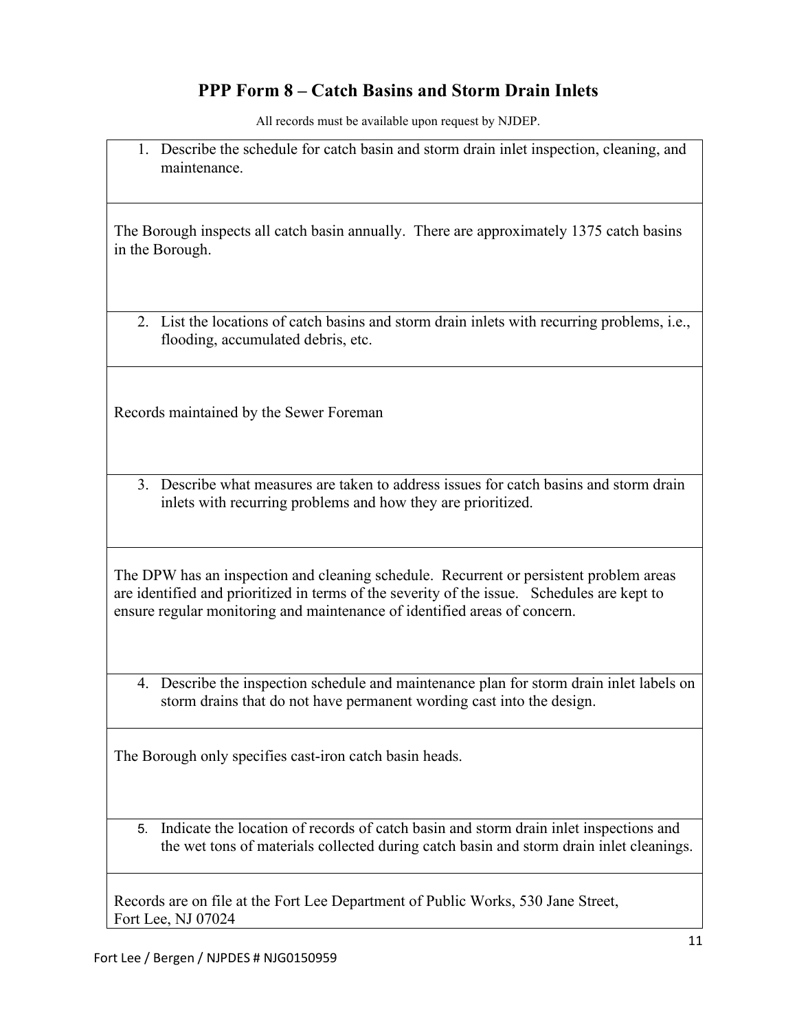# PPP Form 8 – Catch Basins and Storm Drain Inlets

All records must be available upon request by NJDEP.

1. Describe the schedule for catch basin and storm drain inlet inspection, cleaning, and maintenance.

The Borough inspects all catch basin annually. There are approximately 1375 catch basins in the Borough.

2. List the locations of catch basins and storm drain inlets with recurring problems, i.e., flooding, accumulated debris, etc.

Records maintained by the Sewer Foreman

3. Describe what measures are taken to address issues for catch basins and storm drain inlets with recurring problems and how they are prioritized.

The DPW has an inspection and cleaning schedule. Recurrent or persistent problem areas are identified and prioritized in terms of the severity of the issue. Schedules are kept to ensure regular monitoring and maintenance of identified areas of concern.

4. Describe the inspection schedule and maintenance plan for storm drain inlet labels on storm drains that do not have permanent wording cast into the design.

The Borough only specifies cast-iron catch basin heads.

5. Indicate the location of records of catch basin and storm drain inlet inspections and the wet tons of materials collected during catch basin and storm drain inlet cleanings.

Records are on file at the Fort Lee Department of Public Works, 530 Jane Street, Fort Lee, NJ 07024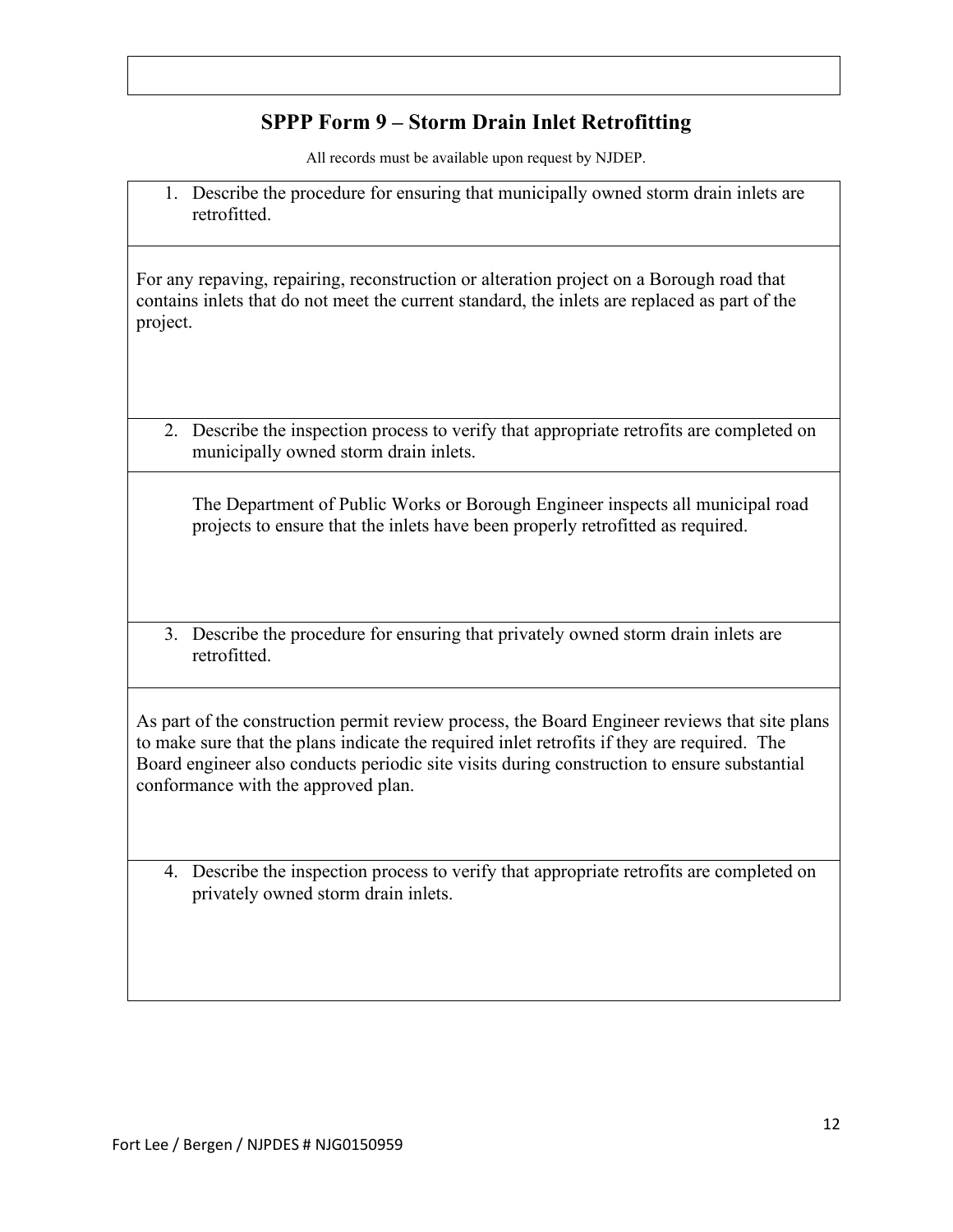## SPPP Form 9 – Storm Drain Inlet Retrofitting

All records must be available upon request by NJDEP.

1. Describe the procedure for ensuring that municipally owned storm drain inlets are retrofitted.

For any repaving, repairing, reconstruction or alteration project on a Borough road that contains inlets that do not meet the current standard, the inlets are replaced as part of the project.

2. Describe the inspection process to verify that appropriate retrofits are completed on municipally owned storm drain inlets.

The Department of Public Works or Borough Engineer inspects all municipal road projects to ensure that the inlets have been properly retrofitted as required.

3. Describe the procedure for ensuring that privately owned storm drain inlets are retrofitted.

As part of the construction permit review process, the Board Engineer reviews that site plans to make sure that the plans indicate the required inlet retrofits if they are required. The Board engineer also conducts periodic site visits during construction to ensure substantial conformance with the approved plan.

4. Describe the inspection process to verify that appropriate retrofits are completed on privately owned storm drain inlets.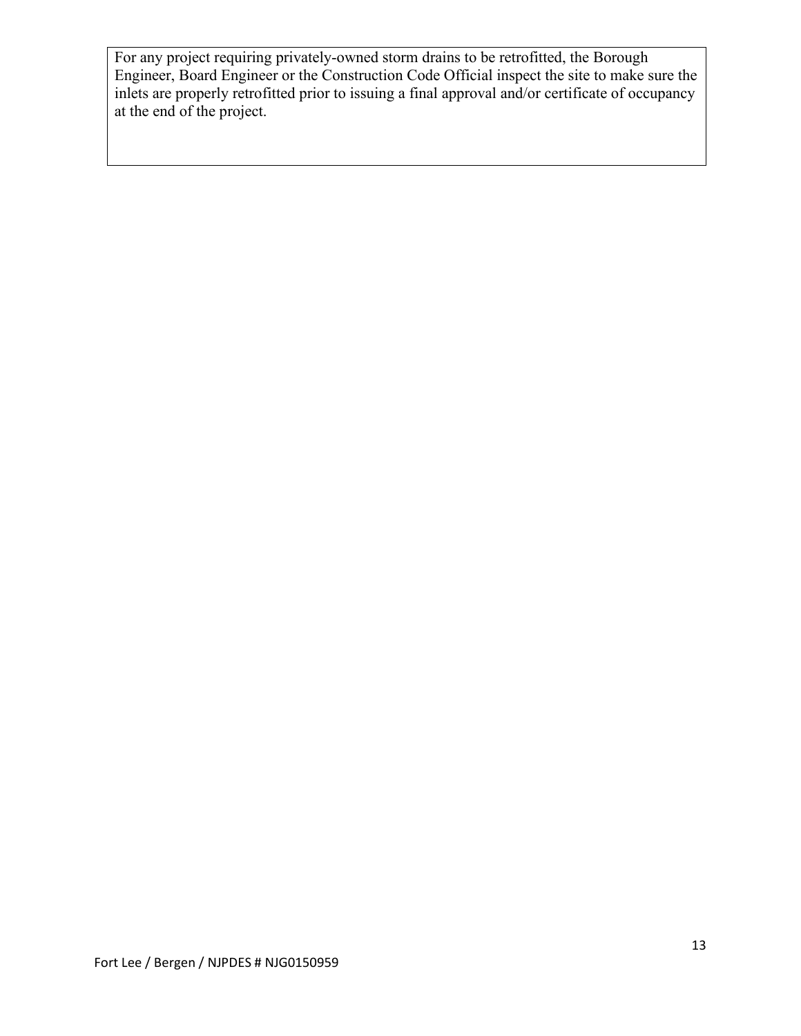For any project requiring privately-owned storm drains to be retrofitted, the Borough Engineer, Board Engineer or the Construction Code Official inspect the site to make sure the inlets are properly retrofitted prior to issuing a final approval and/or certificate of occupancy at the end of the project.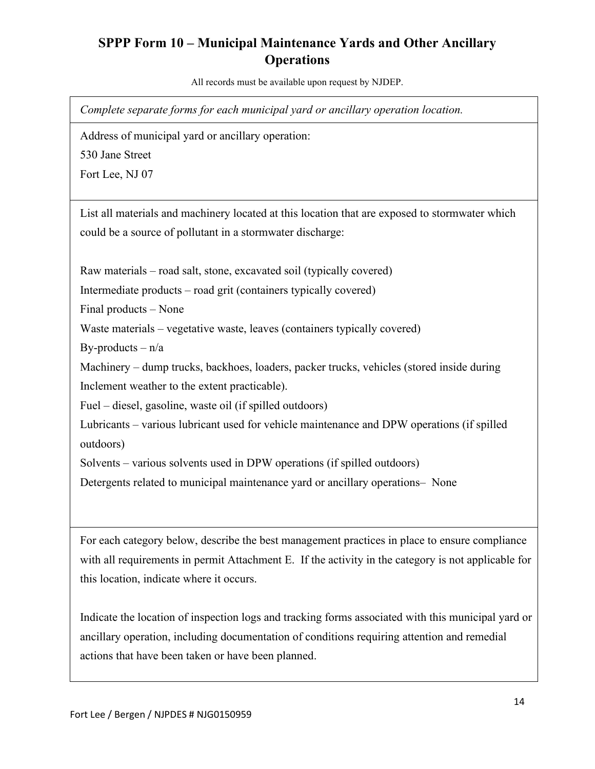# SPPP Form 10 – Municipal Maintenance Yards and Other Ancillary Operations

All records must be available upon request by NJDEP.

*Complete separate forms for each municipal yard or ancillary operation location.*

Address of municipal yard or ancillary operation:
530 Jane Street
Fort Lee, NJ 07

List all materials and machinery located at this location that are exposed to stormwater which could be a source of pollutant in a stormwater discharge:

Raw materials – road salt, stone, excavated soil (typically covered)
Intermediate products – road grit (containers typically covered)
Final products – None
Waste materials – vegetative waste, leaves (containers typically covered)
By-products – n/a
Machinery – dump trucks, backhoes, loaders, packer trucks, vehicles (stored inside during Inclement weather to the extent practicable).
Fuel – diesel, gasoline, waste oil (if spilled outdoors)
Lubricants – various lubricant used for vehicle maintenance and DPW operations (if spilled outdoors)
Solvents – various solvents used in DPW operations (if spilled outdoors)
Detergents related to municipal maintenance yard or ancillary operations– None

For each category below, describe the best management practices in place to ensure compliance with all requirements in permit Attachment E. If the activity in the category is not applicable for this location, indicate where it occurs.

Indicate the location of inspection logs and tracking forms associated with this municipal yard or ancillary operation, including documentation of conditions requiring attention and remedial actions that have been taken or have been planned.

Fort Lee / Bergen / NJPDES # NJG0150959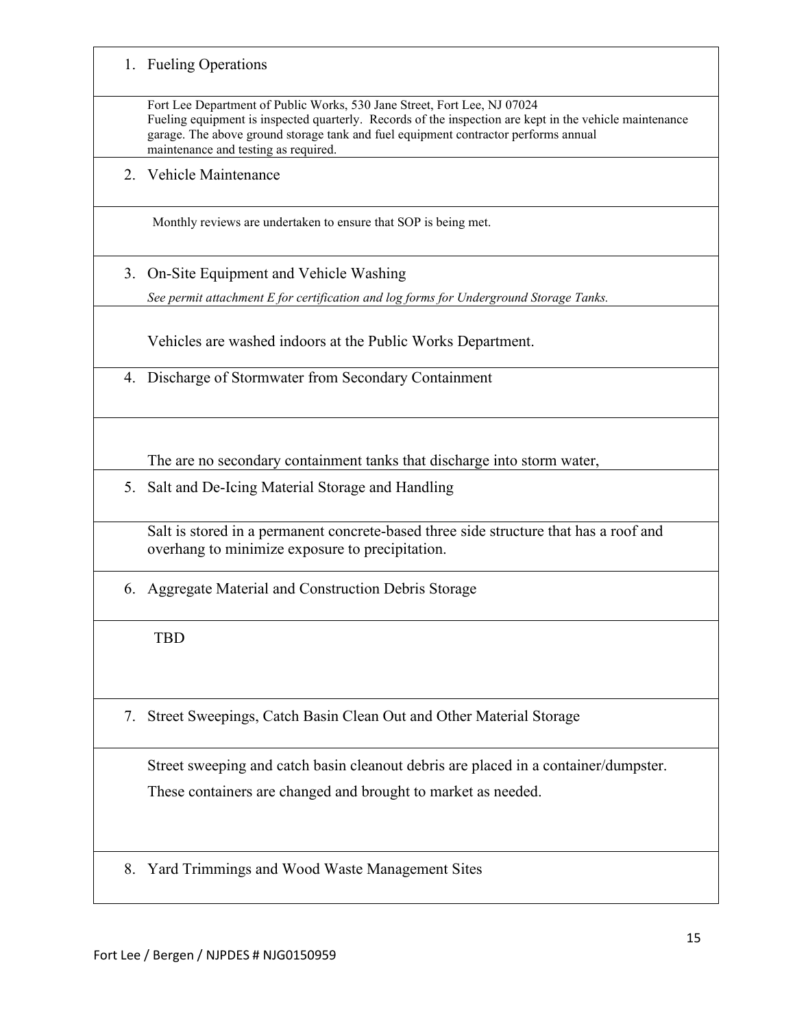| 1. Fueling Operations |
|---|
| Fort Lee Department of Public Works, 530 Jane Street, Fort Lee, NJ 07024<br>Fueling equipment is inspected quarterly. Records of the inspection are kept in the vehicle maintenance garage. The above ground storage tank and fuel equipment contractor performs annual maintenance and testing as required. |
| 2. Vehicle Maintenance |
| Monthly reviews are undertaken to ensure that SOP is being met. |
| 3. On-Site Equipment and Vehicle Washing<br>*See permit attachment E for certification and log forms for Underground Storage Tanks.* |
| Vehicles are washed indoors at the Public Works Department. |
| 4. Discharge of Stormwater from Secondary Containment |
| The are no secondary containment tanks that discharge into storm water, |
| 5. Salt and De-Icing Material Storage and Handling |
| Salt is stored in a permanent concrete-based three side structure that has a roof and overhang to minimize exposure to precipitation. |
| 6. Aggregate Material and Construction Debris Storage |
| TBD |
| 7. Street Sweepings, Catch Basin Clean Out and Other Material Storage |
| Street sweeping and catch basin cleanout debris are placed in a container/dumpster.<br>These containers are changed and brought to market as needed. |
| 8. Yard Trimmings and Wood Waste Management Sites |

Fort Lee / Bergen / NJPDES # NJG0150959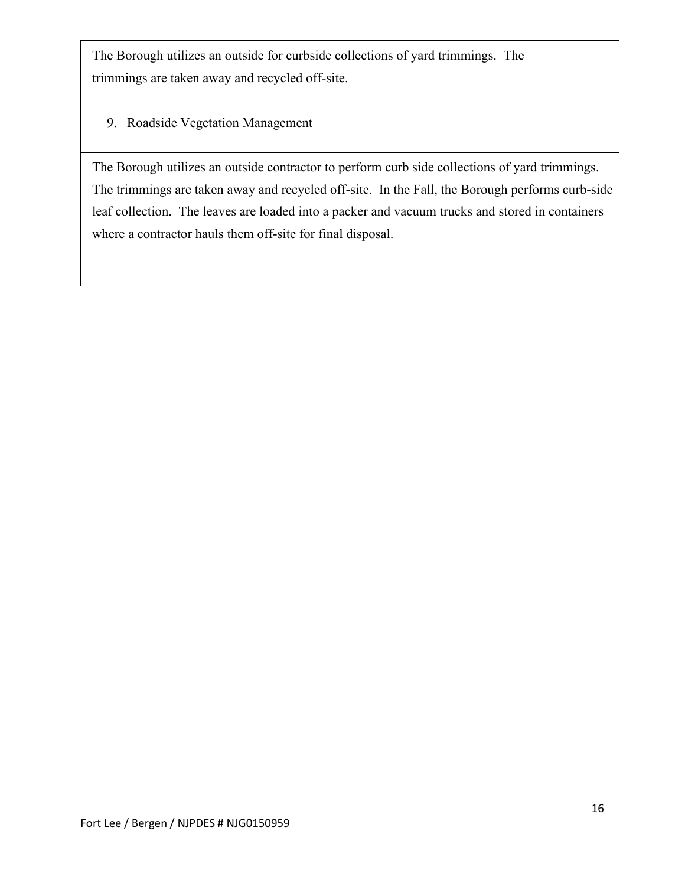The Borough utilizes an outside for curbside collections of yard trimmings. The trimmings are taken away and recycled off-site.

9. Roadside Vegetation Management

The Borough utilizes an outside contractor to perform curb side collections of yard trimmings. The trimmings are taken away and recycled off-site. In the Fall, the Borough performs curb-side leaf collection. The leaves are loaded into a packer and vacuum trucks and stored in containers where a contractor hauls them off-site for final disposal.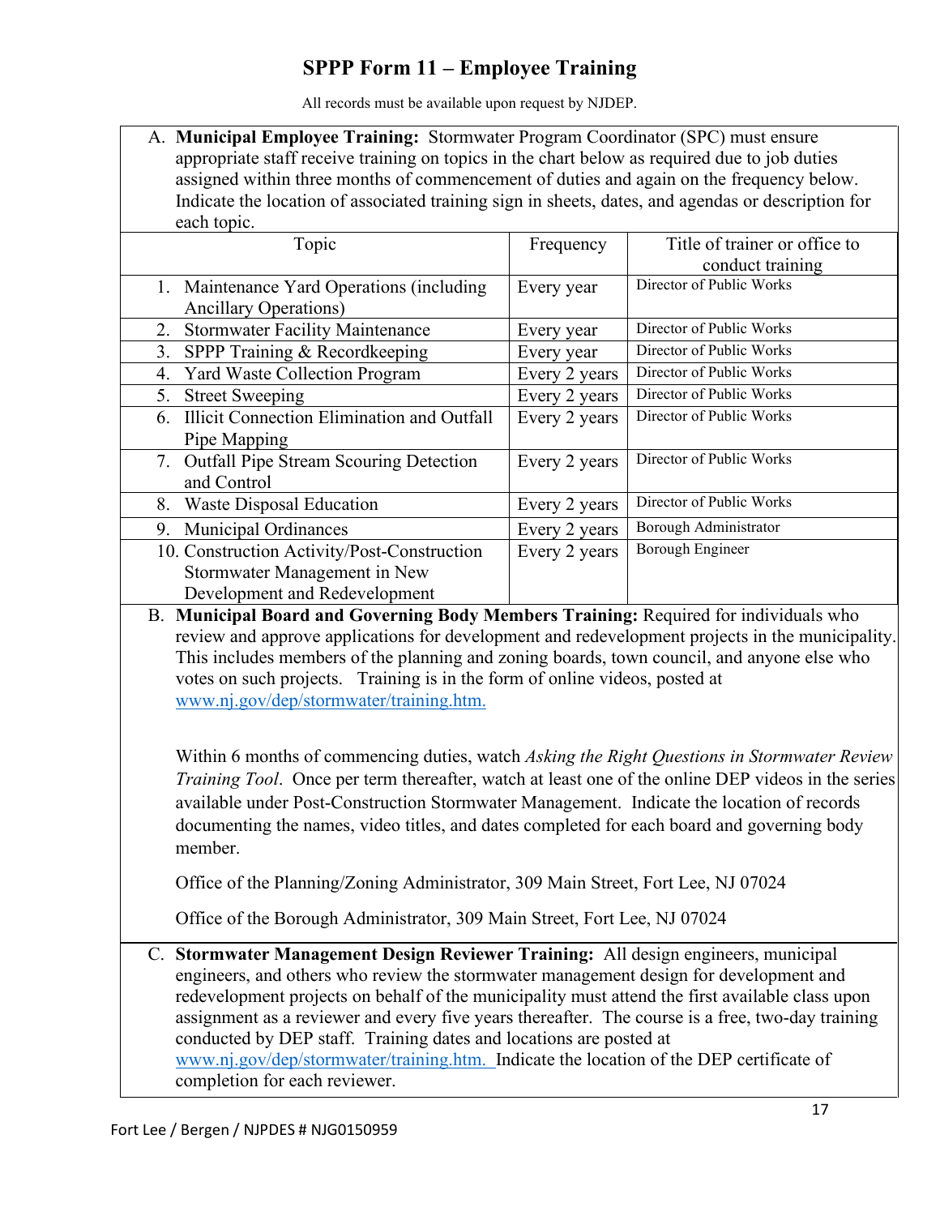# SPPP Form 11 – Employee Training

All records must be available upon request by NJDEP.

A. **Municipal Employee Training:** Stormwater Program Coordinator (SPC) must ensure appropriate staff receive training on topics in the chart below as required due to job duties assigned within three months of commencement of duties and again on the frequency below. Indicate the location of associated training sign in sheets, dates, and agendas or description for each topic.

| Topic | Frequency | Title of trainer or office to conduct training |
|---|---|---|
| 1. Maintenance Yard Operations (including Ancillary Operations) | Every year | Director of Public Works |
| 2. Stormwater Facility Maintenance | Every year | Director of Public Works |
| 3. SPPP Training & Recordkeeping | Every year | Director of Public Works |
| 4. Yard Waste Collection Program | Every 2 years | Director of Public Works |
| 5. Street Sweeping | Every 2 years | Director of Public Works |
| 6. Illicit Connection Elimination and Outfall Pipe Mapping | Every 2 years | Director of Public Works |
| 7. Outfall Pipe Stream Scouring Detection and Control | Every 2 years | Director of Public Works |
| 8. Waste Disposal Education | Every 2 years | Director of Public Works |
| 9. Municipal Ordinances | Every 2 years | Borough Administrator |
| 10. Construction Activity/Post-Construction Stormwater Management in New Development and Redevelopment | Every 2 years | Borough Engineer |

B. **Municipal Board and Governing Body Members Training:** Required for individuals who review and approve applications for development and redevelopment projects in the municipality. This includes members of the planning and zoning boards, town council, and anyone else who votes on such projects. Training is in the form of online videos, posted at [www.nj.gov/dep/stormwater/training.htm.](www.nj.gov/dep/stormwater/training.htm)

Within 6 months of commencing duties, watch *Asking the Right Questions in Stormwater Review Training Tool*. Once per term thereafter, watch at least one of the online DEP videos in the series available under Post-Construction Stormwater Management. Indicate the location of records documenting the names, video titles, and dates completed for each board and governing body member.

Office of the Planning/Zoning Administrator, 309 Main Street, Fort Lee, NJ 07024

Office of the Borough Administrator, 309 Main Street, Fort Lee, NJ 07024

C. **Stormwater Management Design Reviewer Training:** All design engineers, municipal engineers, and others who review the stormwater management design for development and redevelopment projects on behalf of the municipality must attend the first available class upon assignment as a reviewer and every five years thereafter. The course is a free, two-day training conducted by DEP staff. Training dates and locations are posted at [www.nj.gov/dep/stormwater/training.htm.](www.nj.gov/dep/stormwater/training.htm) Indicate the location of the DEP certificate of completion for each reviewer.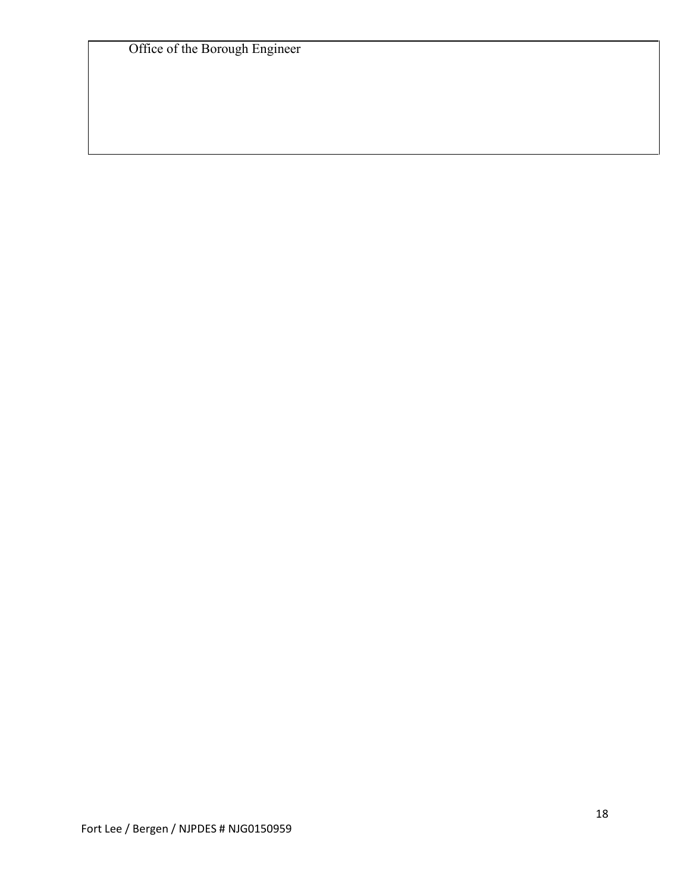Office of the Borough Engineer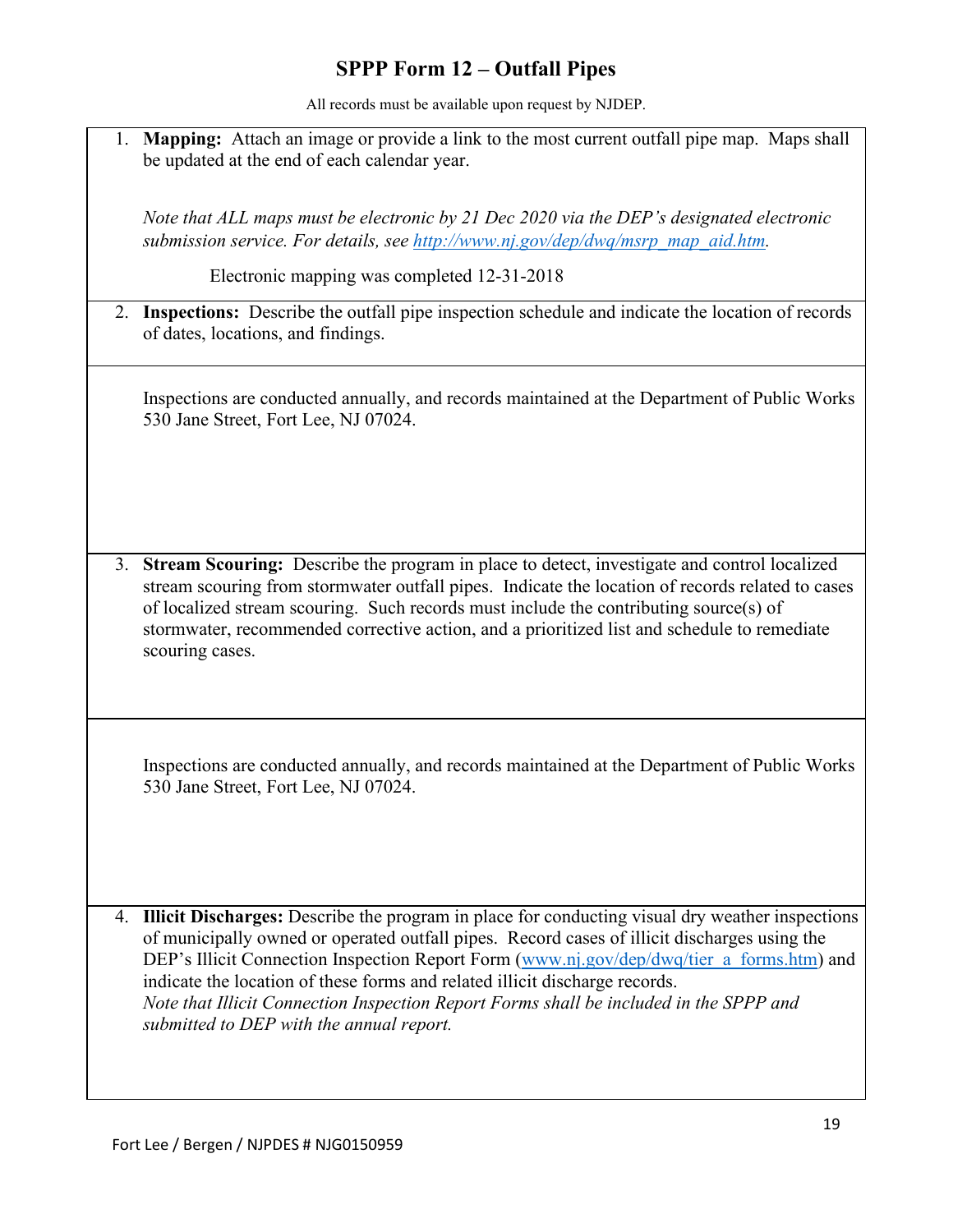# SPPP Form 12 – Outfall Pipes

All records must be available upon request by NJDEP.

1. **Mapping:** Attach an image or provide a link to the most current outfall pipe map. Maps shall be updated at the end of each calendar year.

   *Note that ALL maps must be electronic by 21 Dec 2020 via the DEP's designated electronic submission service. For details, see [http://www.nj.gov/dep/dwq/msrp_map_aid.htm](http://www.nj.gov/dep/dwq/msrp_map_aid.htm).*

   Electronic mapping was completed 12-31-2018

2. **Inspections:** Describe the outfall pipe inspection schedule and indicate the location of records of dates, locations, and findings.

   Inspections are conducted annually, and records maintained at the Department of Public Works 530 Jane Street, Fort Lee, NJ 07024.

3. **Stream Scouring:** Describe the program in place to detect, investigate and control localized stream scouring from stormwater outfall pipes. Indicate the location of records related to cases of localized stream scouring. Such records must include the contributing source(s) of stormwater, recommended corrective action, and a prioritized list and schedule to remediate scouring cases.

   Inspections are conducted annually, and records maintained at the Department of Public Works 530 Jane Street, Fort Lee, NJ 07024.

4. **Illicit Discharges:** Describe the program in place for conducting visual dry weather inspections of municipally owned or operated outfall pipes. Record cases of illicit discharges using the DEP's Illicit Connection Inspection Report Form ([www.nj.gov/dep/dwq/tier_a_forms.htm](www.nj.gov/dep/dwq/tier_a_forms.htm)) and indicate the location of these forms and related illicit discharge records.
   *Note that Illicit Connection Inspection Report Forms shall be included in the SPPP and submitted to DEP with the annual report.*

Fort Lee / Bergen / NJPDES # NJG0150959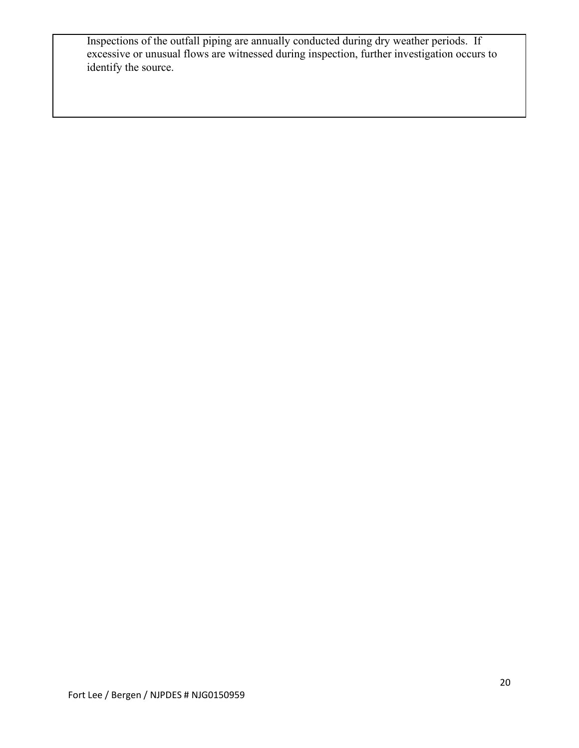Inspections of the outfall piping are annually conducted during dry weather periods. If excessive or unusual flows are witnessed during inspection, further investigation occurs to identify the source.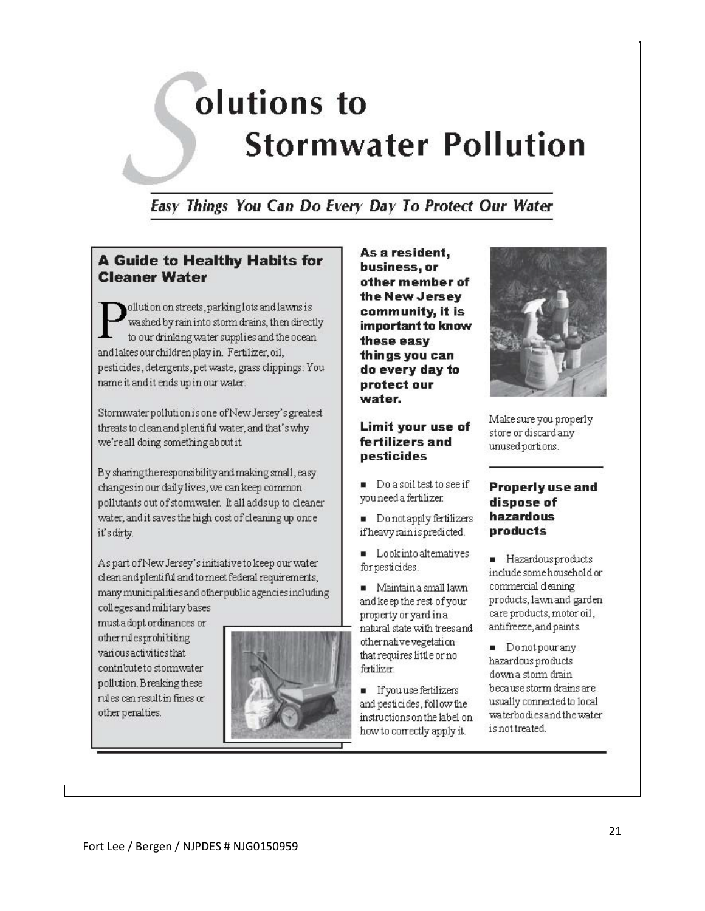# Solutions to Stormwater Pollution

*Easy Things You Can Do Every Day To Protect Our Water*

## A Guide to Healthy Habits for Cleaner Water

Pollution on streets, parking lots and lawns is washed by rain into storm drains, then directly to our drinking water supplies and the ocean and lakes our children play in. Fertilizer, oil, pesticides, detergents, pet waste, grass clippings: You name it and it ends up in our water.

Stormwater pollution is one of New Jersey's greatest threats to clean and plentiful water, and that's why we're all doing something about it.

By sharing the responsibility and making small, easy changes in our daily lives, we can keep common pollutants out of stormwater. It all adds up to cleaner water, and it saves the high cost of cleaning up once it's dirty.

As part of New Jersey's initiative to keep our water clean and plentiful and to meet federal requirements, many municipalities and other public agencies including colleges and military bases must adopt ordinances or other rules prohibiting various activities that contribute to stormwater pollution. Breaking these rules can result in fines or other penalties.

**As a resident, business, or other member of the New Jersey community, it is important to know these easy things you can do every day to protect our water.**

### Limit your use of fertilizers and pesticides

- Do a soil test to see if you need a fertilizer.
- Do not apply fertilizers if heavy rain is predicted.
- Look into alternatives for pesticides.
- Maintain a small lawn and keep the rest of your property or yard in a natural state with trees and other native vegetation that requires little or no fertilizer.
- If you use fertilizers and pesticides, follow the instructions on the label on how to correctly apply it.

Make sure you properly store or discard any unused portions.

### Properly use and dispose of hazardous products

- Hazardous products include some household or commercial cleaning products, lawn and garden care products, motor oil, antifreeze, and paints.
- Do not pour any hazardous products down a storm drain because storm drains are usually connected to local waterbodies and the water is not treated.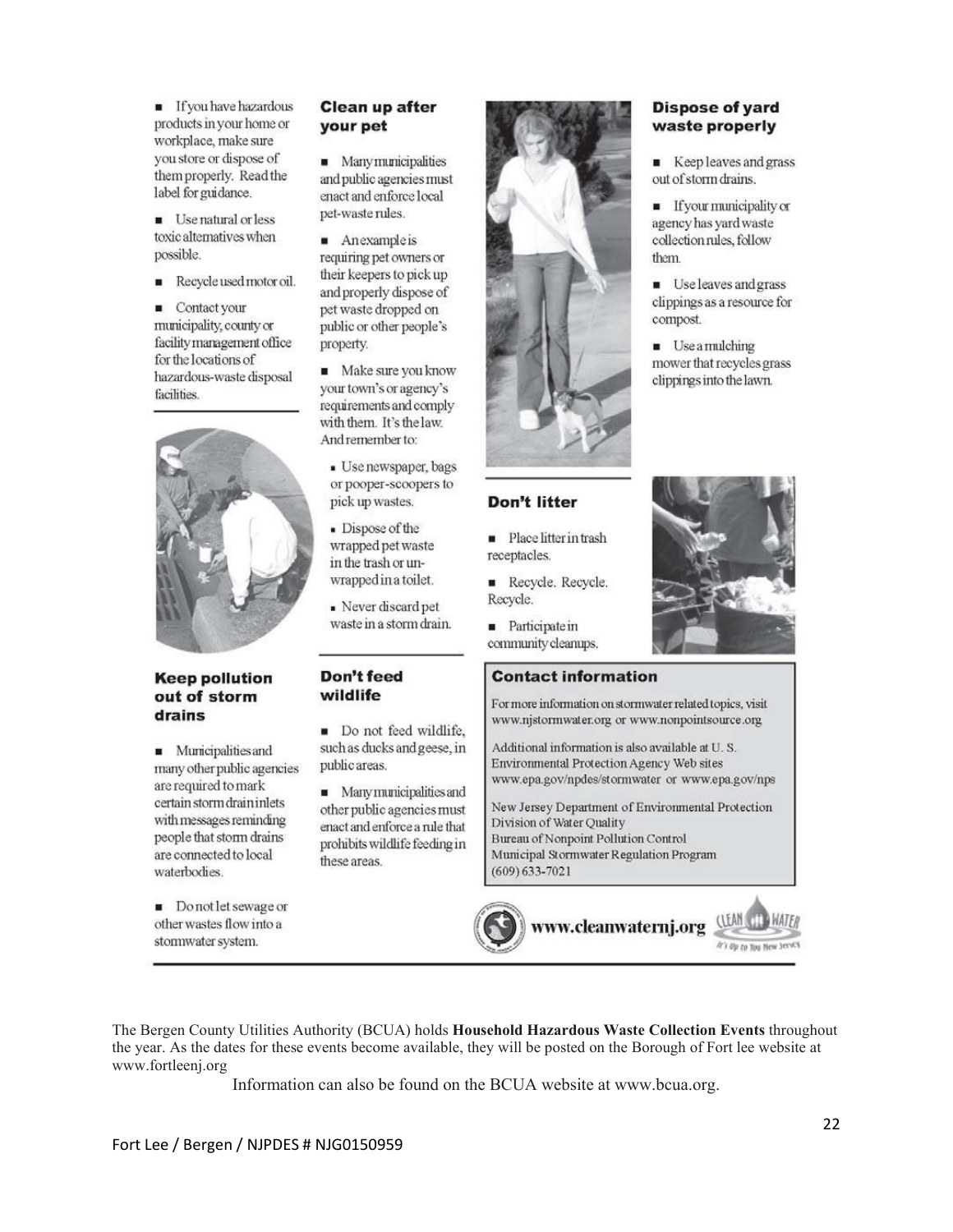- If you have hazardous products in your home or workplace, make sure you store or dispose of them properly. Read the label for guidance.
- Use natural or less toxic alternatives when possible.
- Recycle used motor oil.
- Contact your municipality, county or facility management office for the locations of hazardous-waste disposal facilities.

### Keep pollution out of storm drains

- Municipalities and many other public agencies are required to mark certain storm drain inlets with messages reminding people that storm drains are connected to local waterbodies.
- Do not let sewage or other wastes flow into a stormwater system.

### Clean up after your pet

- Many municipalities and public agencies must enact and enforce local pet-waste rules.
- An example is requiring pet owners or their keepers to pick up and properly dispose of pet waste dropped on public or other people's property.
- Make sure you know your town's or agency's requirements and comply with them. It's the law. And remember to:
  - Use newspaper, bags or pooper-scoopers to pick up wastes.
  - Dispose of the wrapped pet waste in the trash or unwrapped in a toilet.
  - Never discard pet waste in a storm drain.

### Don't feed wildlife

- Do not feed wildlife, such as ducks and geese, in public areas.
- Many municipalities and other public agencies must enact and enforce a rule that prohibits wildlife feeding in these areas.

### Don't litter

- Place litter in trash receptacles.
- Recycle. Recycle. Recycle.
- Participate in community cleanups.

### Dispose of yard waste properly

- Keep leaves and grass out of storm drains.
- If your municipality or agency has yard waste collection rules, follow them.
- Use leaves and grass clippings as a resource for compost.
- Use a mulching mower that recycles grass clippings into the lawn.

### Contact information

For more information on stormwater related topics, visit www.njstormwater.org or www.nonpointsource.org

Additional information is also available at U. S. Environmental Protection Agency Web sites www.epa.gov/npdes/stormwater or www.epa.gov/nps

New Jersey Department of Environmental Protection
Division of Water Quality
Bureau of Nonpoint Pollution Control
Municipal Stormwater Regulation Program
(609) 633-7021

www.cleanwaternj.org

CLEAN WATER It's Up to You New Jersey

The Bergen County Utilities Authority (BCUA) holds **Household Hazardous Waste Collection Events** throughout the year. As the dates for these events become available, they will be posted on the Borough of Fort lee website at www.fortleenj.org

Information can also be found on the BCUA website at www.bcua.org.

Fort Lee / Bergen / NJPDES # NJG0150959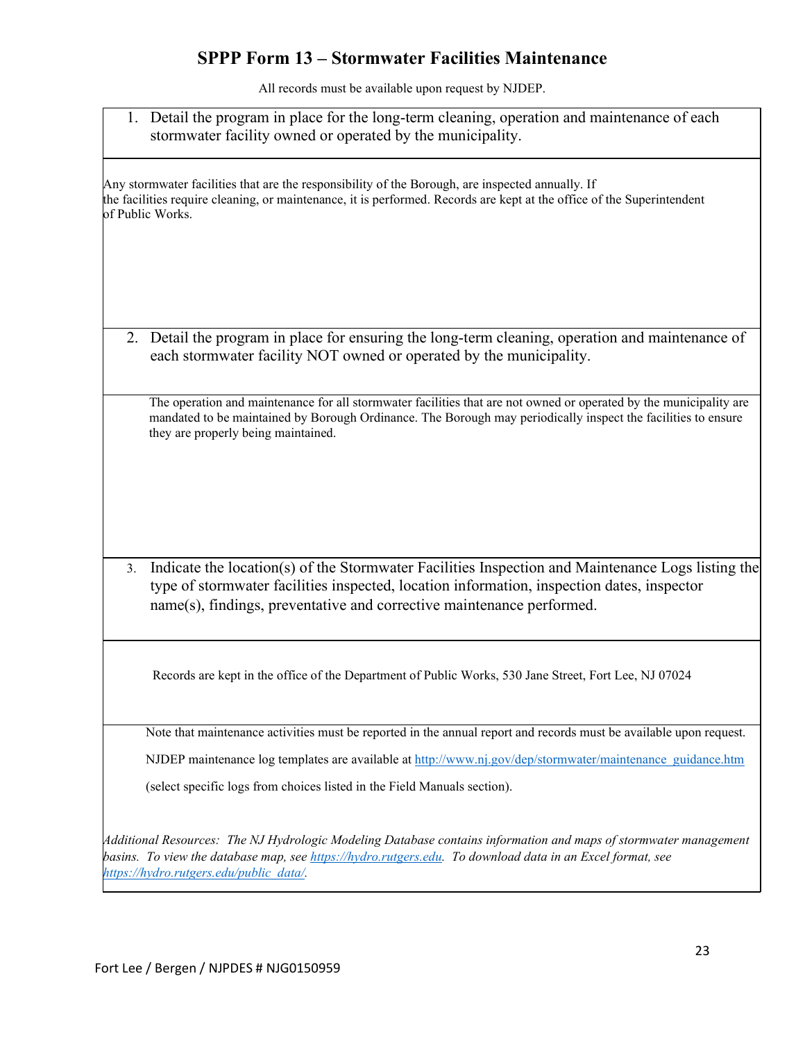# SPPP Form 13 – Stormwater Facilities Maintenance

All records must be available upon request by NJDEP.

1. Detail the program in place for the long-term cleaning, operation and maintenance of each stormwater facility owned or operated by the municipality.

Any stormwater facilities that are the responsibility of the Borough, are inspected annually. If the facilities require cleaning, or maintenance, it is performed. Records are kept at the office of the Superintendent of Public Works.

2. Detail the program in place for ensuring the long-term cleaning, operation and maintenance of each stormwater facility NOT owned or operated by the municipality.

The operation and maintenance for all stormwater facilities that are not owned or operated by the municipality are mandated to be maintained by Borough Ordinance. The Borough may periodically inspect the facilities to ensure they are properly being maintained.

3. Indicate the location(s) of the Stormwater Facilities Inspection and Maintenance Logs listing the type of stormwater facilities inspected, location information, inspection dates, inspector name(s), findings, preventative and corrective maintenance performed.

Records are kept in the office of the Department of Public Works, 530 Jane Street, Fort Lee, NJ 07024

Note that maintenance activities must be reported in the annual report and records must be available upon request.

NJDEP maintenance log templates are available at http://www.nj.gov/dep/stormwater/maintenance_guidance.htm

(select specific logs from choices listed in the Field Manuals section).

*Additional Resources: The NJ Hydrologic Modeling Database contains information and maps of stormwater management basins. To view the database map, see https://hydro.rutgers.edu. To download data in an Excel format, see https://hydro.rutgers.edu/public_data/.*

Fort Lee / Bergen / NJPDES # NJG0150959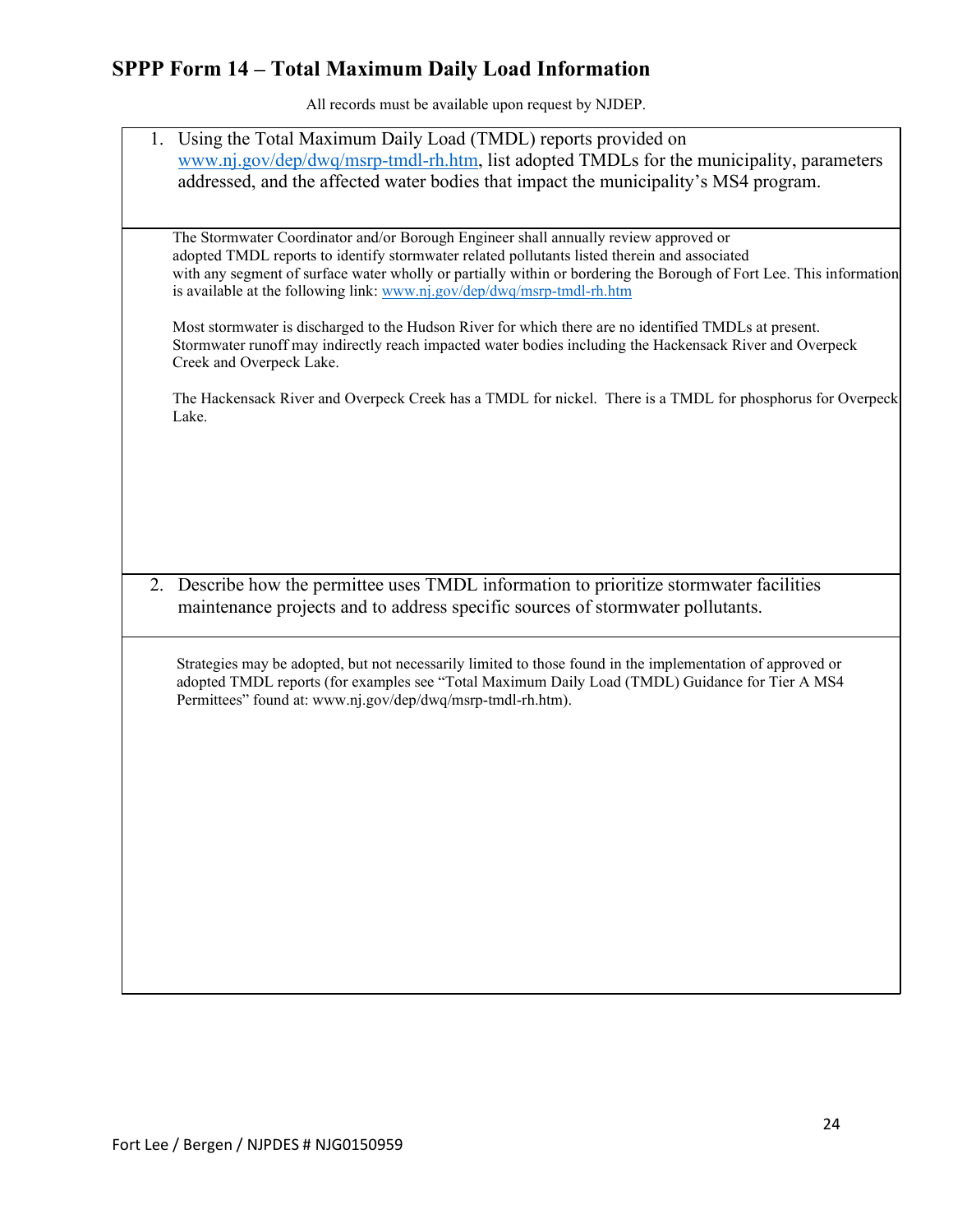## SPPP Form 14 – Total Maximum Daily Load Information

All records must be available upon request by NJDEP.

1. Using the Total Maximum Daily Load (TMDL) reports provided on [www.nj.gov/dep/dwq/msrp-tmdl-rh.htm](www.nj.gov/dep/dwq/msrp-tmdl-rh.htm), list adopted TMDLs for the municipality, parameters addressed, and the affected water bodies that impact the municipality's MS4 program.

The Stormwater Coordinator and/or Borough Engineer shall annually review approved or adopted TMDL reports to identify stormwater related pollutants listed therein and associated with any segment of surface water wholly or partially within or bordering the Borough of Fort Lee. This information is available at the following link: [www.nj.gov/dep/dwq/msrp-tmdl-rh.htm](www.nj.gov/dep/dwq/msrp-tmdl-rh.htm)

Most stormwater is discharged to the Hudson River for which there are no identified TMDLs at present. Stormwater runoff may indirectly reach impacted water bodies including the Hackensack River and Overpeck Creek and Overpeck Lake.

The Hackensack River and Overpeck Creek has a TMDL for nickel. There is a TMDL for phosphorus for Overpeck Lake.

2. Describe how the permittee uses TMDL information to prioritize stormwater facilities maintenance projects and to address specific sources of stormwater pollutants.

Strategies may be adopted, but not necessarily limited to those found in the implementation of approved or adopted TMDL reports (for examples see "Total Maximum Daily Load (TMDL) Guidance for Tier A MS4 Permittees" found at: www.nj.gov/dep/dwq/msrp-tmdl-rh.htm).

Fort Lee / Bergen / NJPDES # NJG0150959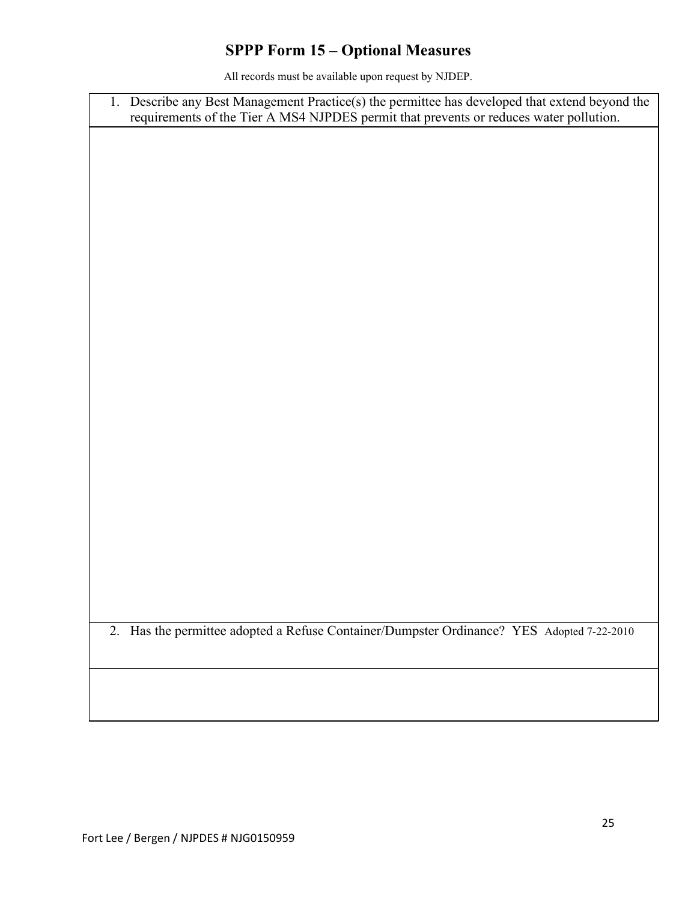# SPPP Form 15 – Optional Measures

All records must be available upon request by NJDEP.

1. Describe any Best Management Practice(s) the permittee has developed that extend beyond the requirements of the Tier A MS4 NJPDES permit that prevents or reduces water pollution.

2. Has the permittee adopted a Refuse Container/Dumpster Ordinance? YES Adopted 7-22-2010

Fort Lee / Bergen / NJPDES # NJG0150959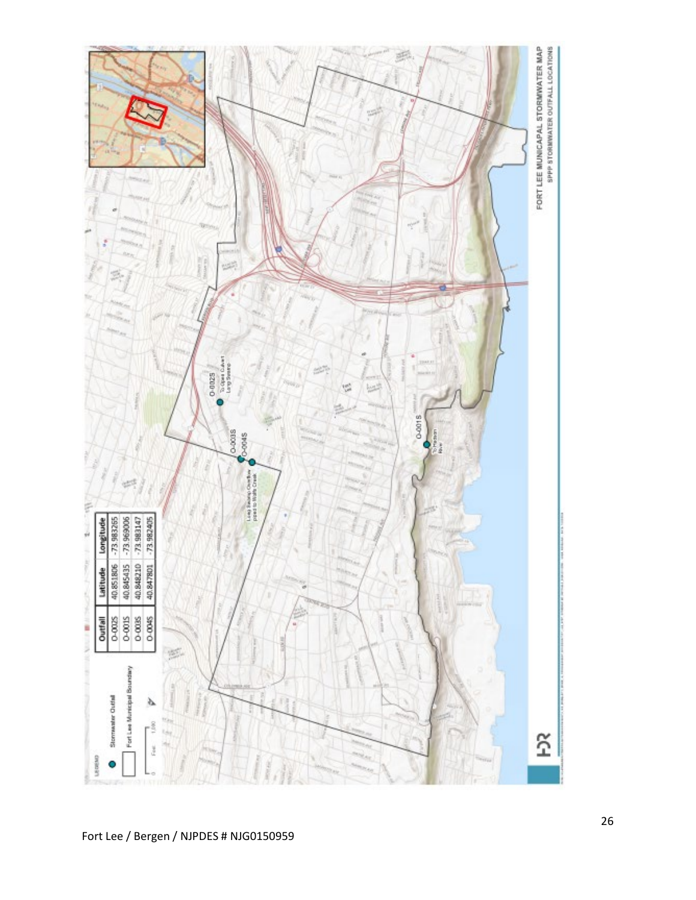FORT LEE MUNICAPAL STORMWATER MAP

SPPP STORMWATER OUTFALL LOCATIONS

LEGEND

Stormwater Outfall

Fort Lee Municipal Boundary

| Outfall | Latitude | Longitude |
|---|---|---|
| O-002S | 40.851806 | -73.983265 |
| O-001S | 40.845435 | -73.969006 |
| O-003S | 40.848210 | -73.983147 |
| O-004S | 40.847801 | -73.982405 |

O-002S To Open Culvert Long Swamp

O-003S

O-004S

Long Swamp Overflow piped to Wolfs Creek

O-001S To Hudson River

Fort Lee / Bergen / NJPDES # NJG0150959